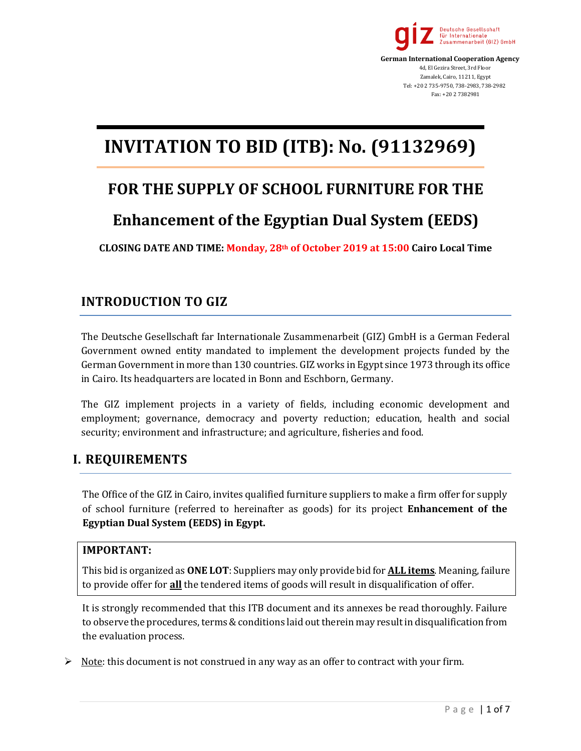giz Deutsche Gesellschaft für Internationale Zusammenarbeit (GIZ) GmbH

**German International Cooperation Agency**
4d, El Gezira Street, 3rd Floor
Zamalek, Cairo, 11211, Egypt
Tel: +20 2 735-9750, 738-2983, 738-2982
Fax: +20 2 7382981

# INVITATION TO BID (ITB): No. (91132969)

## FOR THE SUPPLY OF SCHOOL FURNITURE FOR THE Enhancement of the Egyptian Dual System (EEDS)

**CLOSING DATE AND TIME: Monday, 28th of October 2019 at 15:00 Cairo Local Time**

## INTRODUCTION TO GIZ

The Deutsche Gesellschaft far Internationale Zusammenarbeit (GIZ) GmbH is a German Federal Government owned entity mandated to implement the development projects funded by the German Government in more than 130 countries. GIZ works in Egypt since 1973 through its office in Cairo. Its headquarters are located in Bonn and Eschborn, Germany.

The GIZ implement projects in a variety of fields, including economic development and employment; governance, democracy and poverty reduction; education, health and social security; environment and infrastructure; and agriculture, fisheries and food.

## I. REQUIREMENTS

The Office of the GIZ in Cairo, invites qualified furniture suppliers to make a firm offer for supply of school furniture (referred to hereinafter as goods) for its project **Enhancement of the Egyptian Dual System (EEDS) in Egypt.**

> **IMPORTANT:**
>
> This bid is organized as **ONE LOT**: Suppliers may only provide bid for **ALL items**. Meaning, failure to provide offer for **all** the tendered items of goods will result in disqualification of offer.

It is strongly recommended that this ITB document and its annexes be read thoroughly. Failure to observe the procedures, terms & conditions laid out therein may result in disqualification from the evaluation process.

- Note: this document is not construed in any way as an offer to contract with your firm.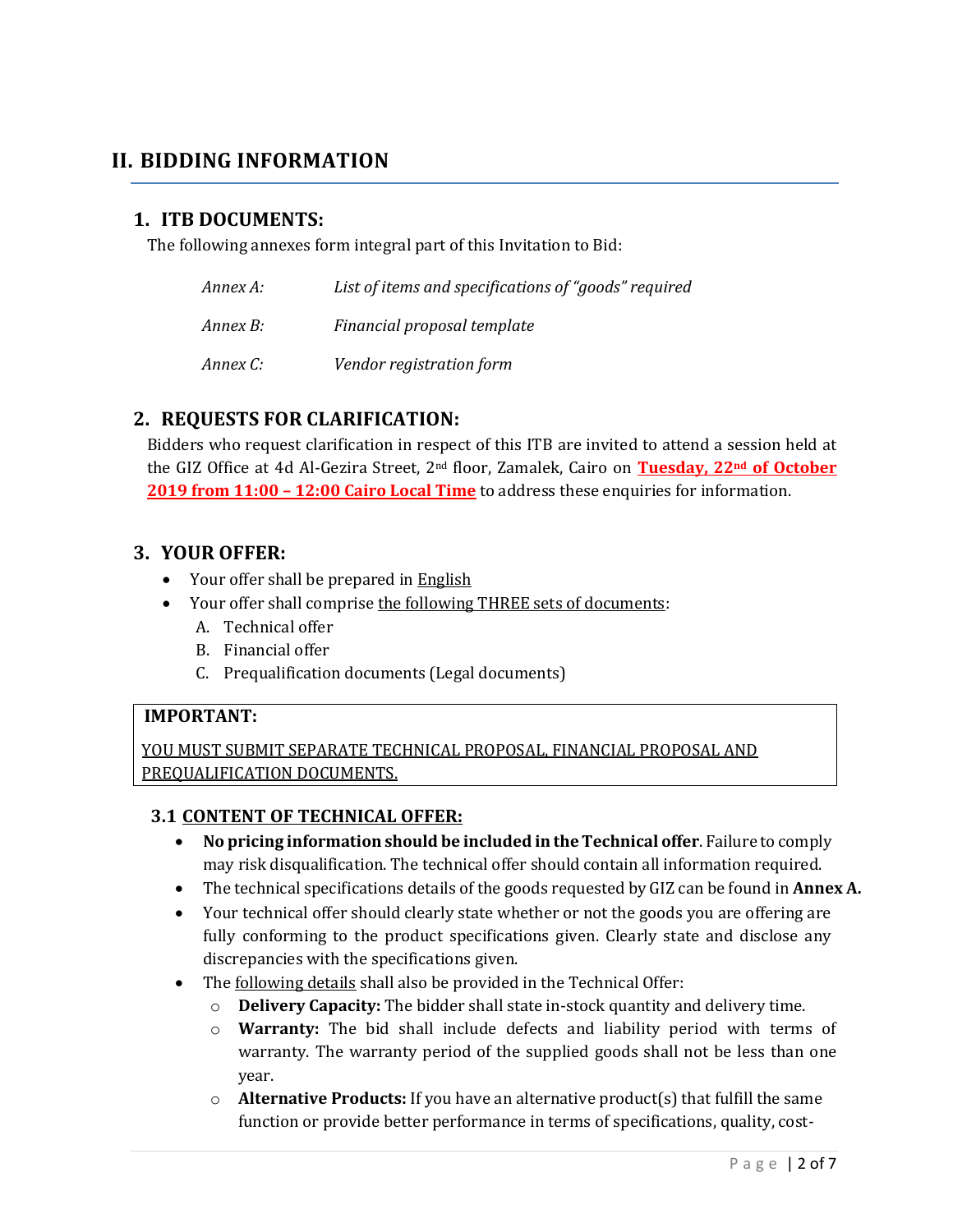# II. BIDDING INFORMATION

## 1. ITB DOCUMENTS:

The following annexes form integral part of this Invitation to Bid:

| | |
|---|---|
| *Annex A:* | *List of items and specifications of "goods" required* |
| *Annex B:* | *Financial proposal template* |
| *Annex C:* | *Vendor registration form* |

## 2. REQUESTS FOR CLARIFICATION:

Bidders who request clarification in respect of this ITB are invited to attend a session held at the GIZ Office at 4d Al-Gezira Street, 2nd floor, Zamalek, Cairo on **Tuesday, 22nd of October 2019 from 11:00 – 12:00 Cairo Local Time** to address these enquiries for information.

## 3. YOUR OFFER:

- Your offer shall be prepared in English
- Your offer shall comprise the following THREE sets of documents:
  - A. Technical offer
  - B. Financial offer
  - C. Prequalification documents (Legal documents)

> **IMPORTANT:**
>
> YOU MUST SUBMIT SEPARATE TECHNICAL PROPOSAL, FINANCIAL PROPOSAL AND PREQUALIFICATION DOCUMENTS.

### 3.1 CONTENT OF TECHNICAL OFFER:

- **No pricing information should be included in the Technical offer**. Failure to comply may risk disqualification. The technical offer should contain all information required.
- The technical specifications details of the goods requested by GIZ can be found in **Annex A.**
- Your technical offer should clearly state whether or not the goods you are offering are fully conforming to the product specifications given. Clearly state and disclose any discrepancies with the specifications given.
- The following details shall also be provided in the Technical Offer:
  - **Delivery Capacity:** The bidder shall state in-stock quantity and delivery time.
  - **Warranty:** The bid shall include defects and liability period with terms of warranty. The warranty period of the supplied goods shall not be less than one year.
  - **Alternative Products:** If you have an alternative product(s) that fulfill the same function or provide better performance in terms of specifications, quality, cost-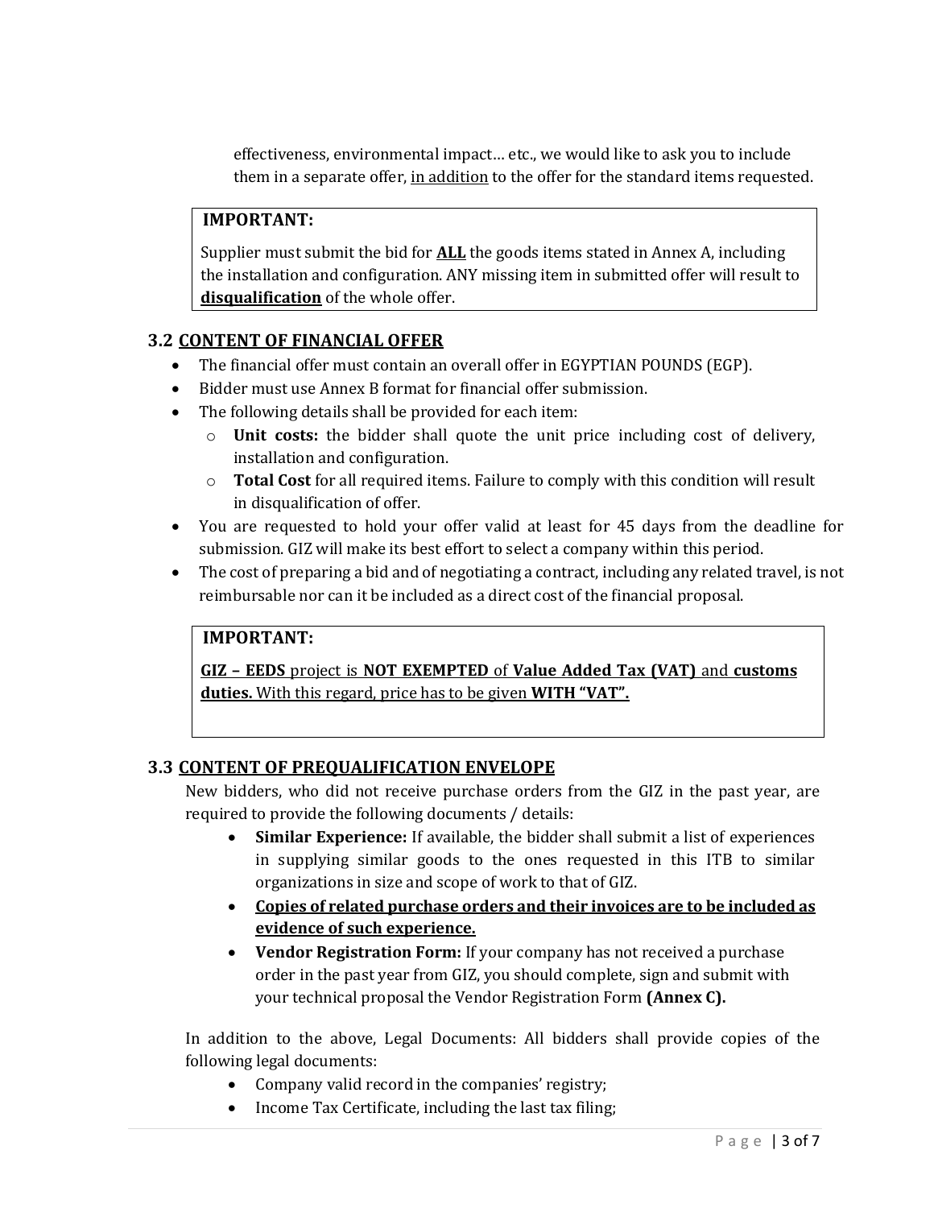effectiveness, environmental impact… etc., we would like to ask you to include them in a separate offer, <u>in addition</u> to the offer for the standard items requested.

> **IMPORTANT:**
>
> Supplier must submit the bid for **<u>ALL</u>** the goods items stated in Annex A, including the installation and configuration. ANY missing item in submitted offer will result to **<u>disqualification</u>** of the whole offer.

### 3.2 <u>CONTENT OF FINANCIAL OFFER</u>

- The financial offer must contain an overall offer in EGYPTIAN POUNDS (EGP).
- Bidder must use Annex B format for financial offer submission.
- The following details shall be provided for each item:
  - **Unit costs:** the bidder shall quote the unit price including cost of delivery, installation and configuration.
  - **Total Cost** for all required items. Failure to comply with this condition will result in disqualification of offer.
- You are requested to hold your offer valid at least for 45 days from the deadline for submission. GIZ will make its best effort to select a company within this period.
- The cost of preparing a bid and of negotiating a contract, including any related travel, is not reimbursable nor can it be included as a direct cost of the financial proposal.

> **IMPORTANT:**
>
> **<u>GIZ – EEDS</u>** <u>project is</u> **<u>NOT EXEMPTED</u>** <u>of</u> **<u>Value Added Tax (VAT)</u>** <u>and</u> **<u>customs duties.</u>** <u>With this regard, price has to be given</u> **<u>WITH "VAT".</u>**

### 3.3 <u>CONTENT OF PREQUALIFICATION ENVELOPE</u>

New bidders, who did not receive purchase orders from the GIZ in the past year, are required to provide the following documents / details:

- **Similar Experience:** If available, the bidder shall submit a list of experiences in supplying similar goods to the ones requested in this ITB to similar organizations in size and scope of work to that of GIZ.
- **<u>Copies of related purchase orders and their invoices are to be included as evidence of such experience.</u>**
- **Vendor Registration Form:** If your company has not received a purchase order in the past year from GIZ, you should complete, sign and submit with your technical proposal the Vendor Registration Form **(Annex C).**

In addition to the above, Legal Documents: All bidders shall provide copies of the following legal documents:

- Company valid record in the companies' registry;
- Income Tax Certificate, including the last tax filing;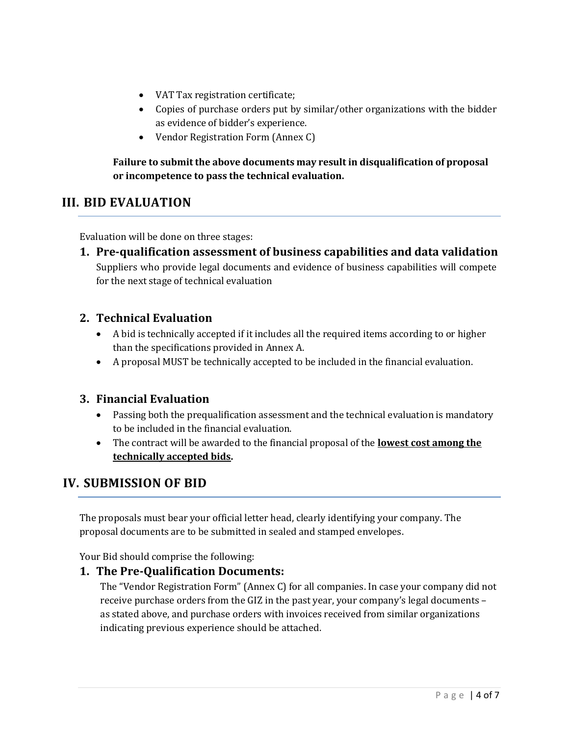- VAT Tax registration certificate;
- Copies of purchase orders put by similar/other organizations with the bidder as evidence of bidder's experience.
- Vendor Registration Form (Annex C)

**Failure to submit the above documents may result in disqualification of proposal or incompetence to pass the technical evaluation.**

## III. BID EVALUATION

Evaluation will be done on three stages:

### 1. Pre-qualification assessment of business capabilities and data validation

Suppliers who provide legal documents and evidence of business capabilities will compete for the next stage of technical evaluation

### 2. Technical Evaluation

- A bid is technically accepted if it includes all the required items according to or higher than the specifications provided in Annex A.
- A proposal MUST be technically accepted to be included in the financial evaluation.

### 3. Financial Evaluation

- Passing both the prequalification assessment and the technical evaluation is mandatory to be included in the financial evaluation.
- The contract will be awarded to the financial proposal of the **<u>lowest cost among the technically accepted bids</u>.**

## IV. SUBMISSION OF BID

The proposals must bear your official letter head, clearly identifying your company. The proposal documents are to be submitted in sealed and stamped envelopes.

Your Bid should comprise the following:

### 1. The Pre-Qualification Documents:

The "Vendor Registration Form" (Annex C) for all companies. In case your company did not receive purchase orders from the GIZ in the past year, your company's legal documents – as stated above, and purchase orders with invoices received from similar organizations indicating previous experience should be attached.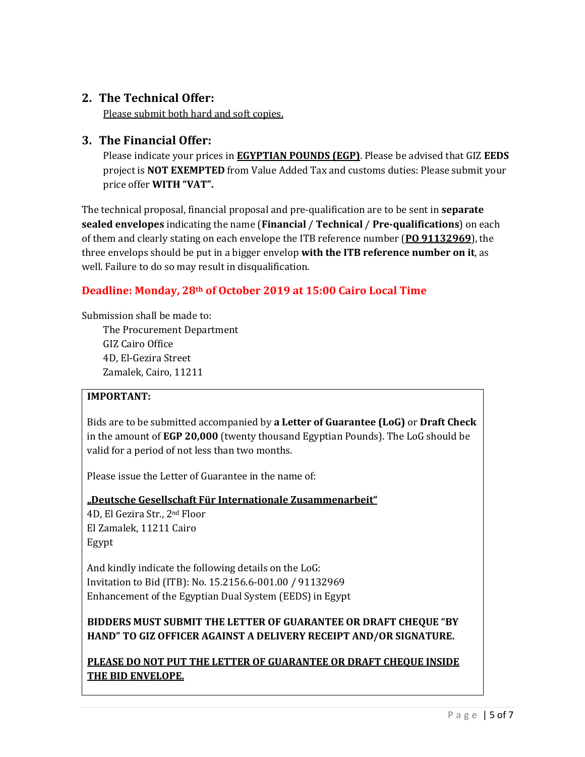## 2. The Technical Offer:

Please submit both hard and soft copies.

## 3. The Financial Offer:

Please indicate your prices in **EGYPTIAN POUNDS (EGP)**. Please be advised that GIZ **EEDS** project is **NOT EXEMPTED** from Value Added Tax and customs duties: Please submit your price offer **WITH "VAT".**

The technical proposal, financial proposal and pre-qualification are to be sent in **separate sealed envelopes** indicating the name (**Financial / Technical / Pre-qualifications**) on each of them and clearly stating on each envelope the ITB reference number (**PO 91132969**), the three envelops should be put in a bigger envelop **with the ITB reference number on it**, as well. Failure to do so may result in disqualification.

**Deadline: Monday, 28th of October 2019 at 15:00 Cairo Local Time**

Submission shall be made to:

The Procurement Department
GIZ Cairo Office
4D, El-Gezira Street
Zamalek, Cairo, 11211

**IMPORTANT:**

Bids are to be submitted accompanied by **a Letter of Guarantee (LoG)** or **Draft Check** in the amount of **EGP 20,000** (twenty thousand Egyptian Pounds). The LoG should be valid for a period of not less than two months.

Please issue the Letter of Guarantee in the name of:

**„Deutsche Gesellschaft Für Internationale Zusammenarbeit"**
4D, El Gezira Str., 2nd Floor
El Zamalek, 11211 Cairo
Egypt

And kindly indicate the following details on the LoG:
Invitation to Bid (ITB): No. 15.2156.6-001.00 / 91132969
Enhancement of the Egyptian Dual System (EEDS) in Egypt

**BIDDERS MUST SUBMIT THE LETTER OF GUARANTEE OR DRAFT CHEQUE "BY HAND" TO GIZ OFFICER AGAINST A DELIVERY RECEIPT AND/OR SIGNATURE.**

**PLEASE DO NOT PUT THE LETTER OF GUARANTEE OR DRAFT CHEQUE INSIDE THE BID ENVELOPE.**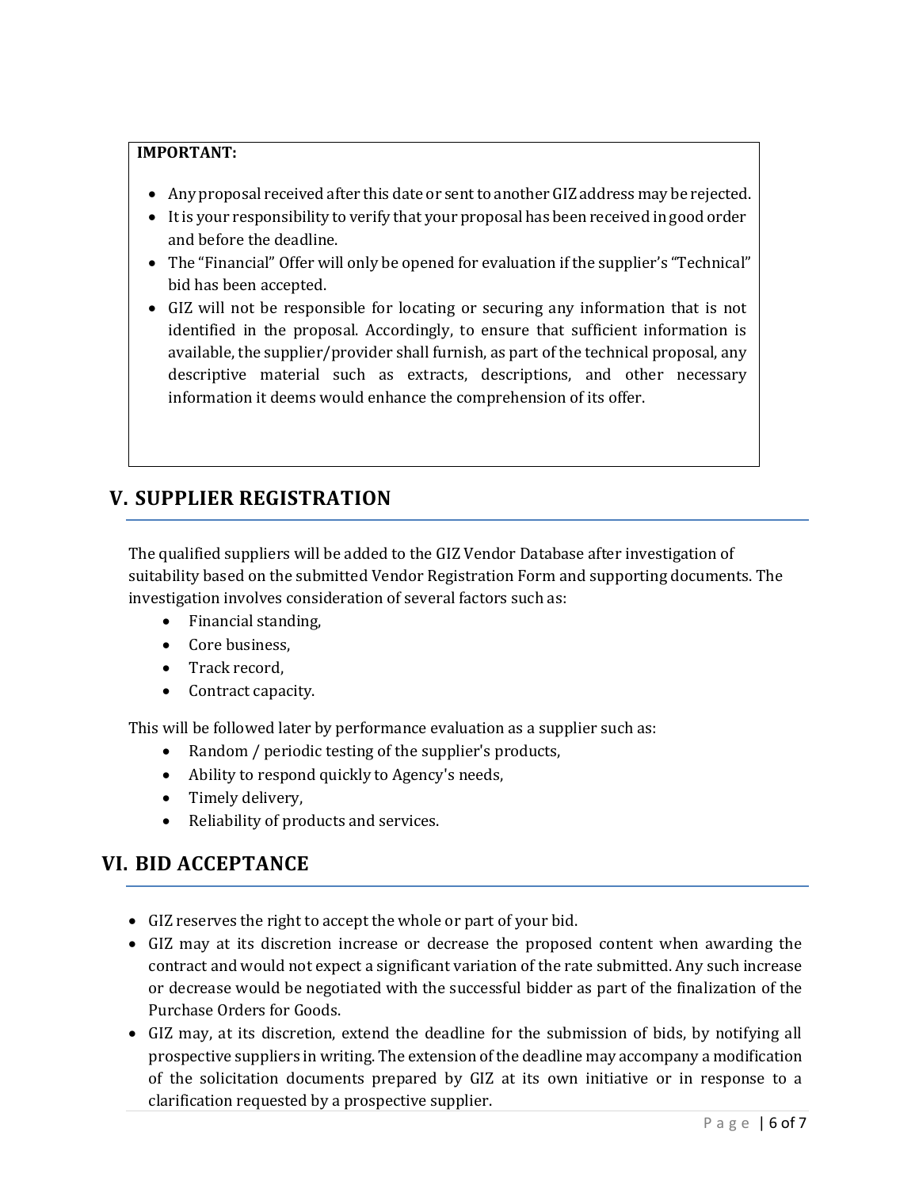**IMPORTANT:**

- Any proposal received after this date or sent to another GIZ address may be rejected.
- It is your responsibility to verify that your proposal has been received in good order and before the deadline.
- The "Financial" Offer will only be opened for evaluation if the supplier's "Technical" bid has been accepted.
- GIZ will not be responsible for locating or securing any information that is not identified in the proposal. Accordingly, to ensure that sufficient information is available, the supplier/provider shall furnish, as part of the technical proposal, any descriptive material such as extracts, descriptions, and other necessary information it deems would enhance the comprehension of its offer.

## V. SUPPLIER REGISTRATION

The qualified suppliers will be added to the GIZ Vendor Database after investigation of suitability based on the submitted Vendor Registration Form and supporting documents. The investigation involves consideration of several factors such as:

- Financial standing,
- Core business,
- Track record,
- Contract capacity.

This will be followed later by performance evaluation as a supplier such as:

- Random / periodic testing of the supplier's products,
- Ability to respond quickly to Agency's needs,
- Timely delivery,
- Reliability of products and services.

## VI. BID ACCEPTANCE

- GIZ reserves the right to accept the whole or part of your bid.
- GIZ may at its discretion increase or decrease the proposed content when awarding the contract and would not expect a significant variation of the rate submitted. Any such increase or decrease would be negotiated with the successful bidder as part of the finalization of the Purchase Orders for Goods.
- GIZ may, at its discretion, extend the deadline for the submission of bids, by notifying all prospective suppliers in writing. The extension of the deadline may accompany a modification of the solicitation documents prepared by GIZ at its own initiative or in response to a clarification requested by a prospective supplier.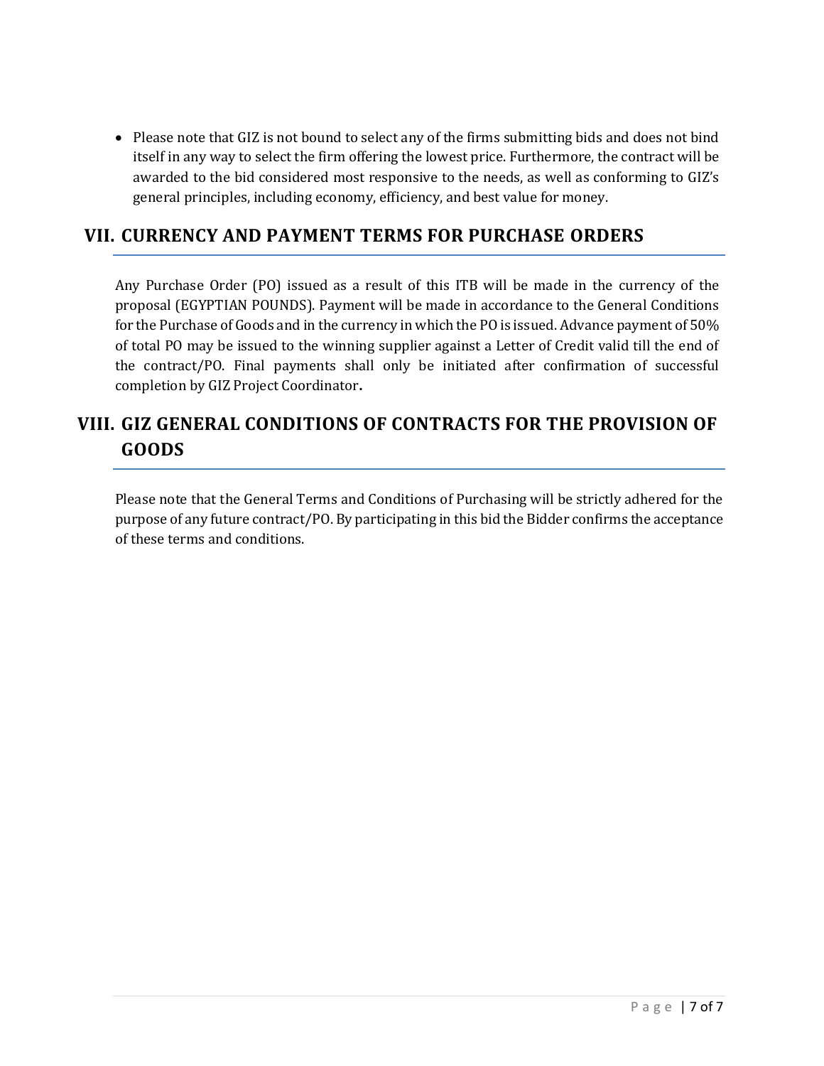- Please note that GIZ is not bound to select any of the firms submitting bids and does not bind itself in any way to select the firm offering the lowest price. Furthermore, the contract will be awarded to the bid considered most responsive to the needs, as well as conforming to GIZ's general principles, including economy, efficiency, and best value for money.

## VII. CURRENCY AND PAYMENT TERMS FOR PURCHASE ORDERS

Any Purchase Order (PO) issued as a result of this ITB will be made in the currency of the proposal (EGYPTIAN POUNDS). Payment will be made in accordance to the General Conditions for the Purchase of Goods and in the currency in which the PO is issued. Advance payment of 50% of total PO may be issued to the winning supplier against a Letter of Credit valid till the end of the contract/PO. Final payments shall only be initiated after confirmation of successful completion by GIZ Project Coordinator**.**

## VIII. GIZ GENERAL CONDITIONS OF CONTRACTS FOR THE PROVISION OF GOODS

Please note that the General Terms and Conditions of Purchasing will be strictly adhered for the purpose of any future contract/PO. By participating in this bid the Bidder confirms the acceptance of these terms and conditions.